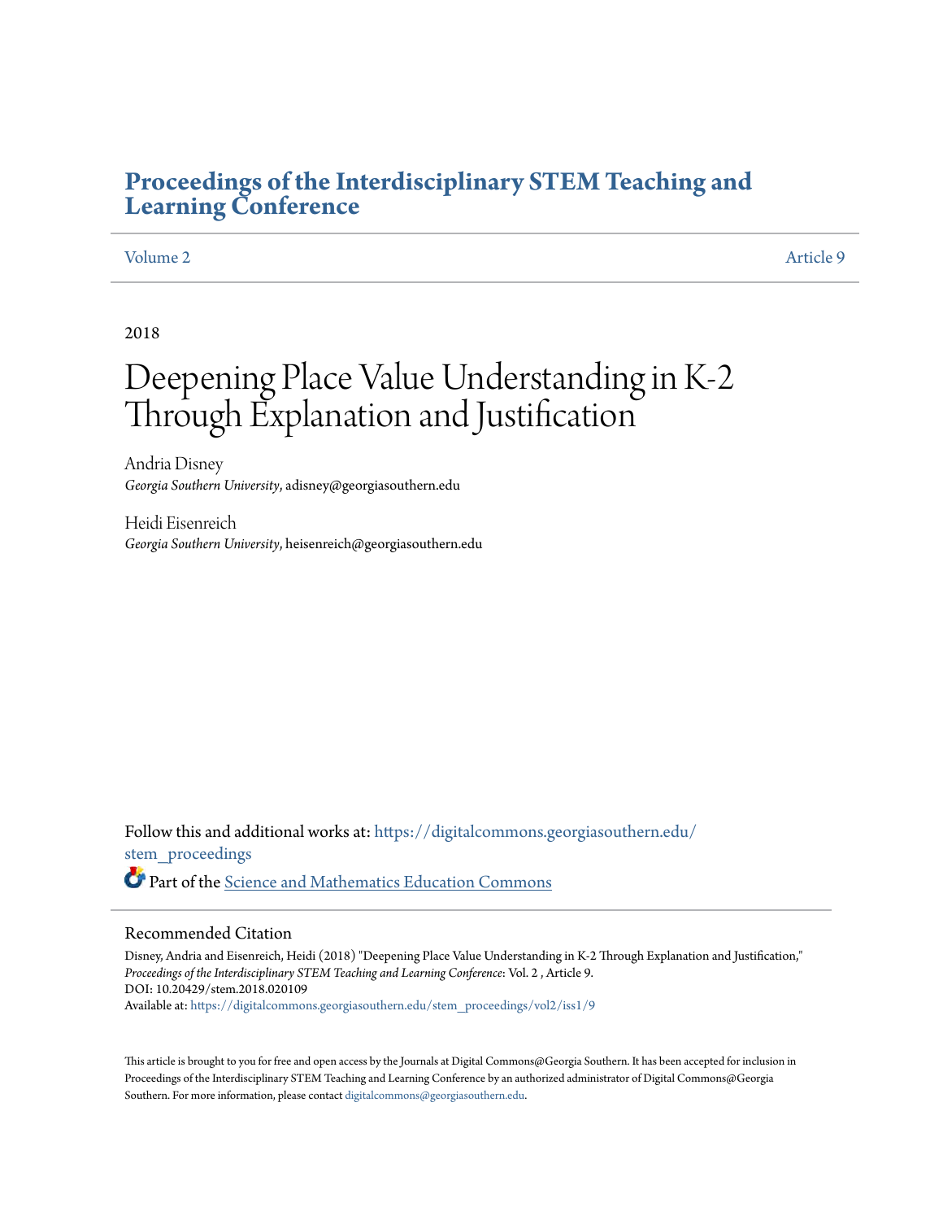# Proceedings of the Interdisciplinary STEM Teaching and Learning Conference

Volume 2 | Article 9

2018

# Deepening Place Value Understanding in K-2 Through Explanation and Justification

Andria Disney
*Georgia Southern University*, adisney@georgiasouthern.edu

Heidi Eisenreich
*Georgia Southern University*, heisenreich@georgiasouthern.edu

Follow this and additional works at: https://digitalcommons.georgiasouthern.edu/stem_proceedings

Part of the Science and Mathematics Education Commons

## Recommended Citation

Disney, Andria and Eisenreich, Heidi (2018) "Deepening Place Value Understanding in K-2 Through Explanation and Justification," *Proceedings of the Interdisciplinary STEM Teaching and Learning Conference*: Vol. 2 , Article 9.
DOI: 10.20429/stem.2018.020109
Available at: https://digitalcommons.georgiasouthern.edu/stem_proceedings/vol2/iss1/9

This article is brought to you for free and open access by the Journals at Digital Commons@Georgia Southern. It has been accepted for inclusion in Proceedings of the Interdisciplinary STEM Teaching and Learning Conference by an authorized administrator of Digital Commons@Georgia Southern. For more information, please contact digitalcommons@georgiasouthern.edu.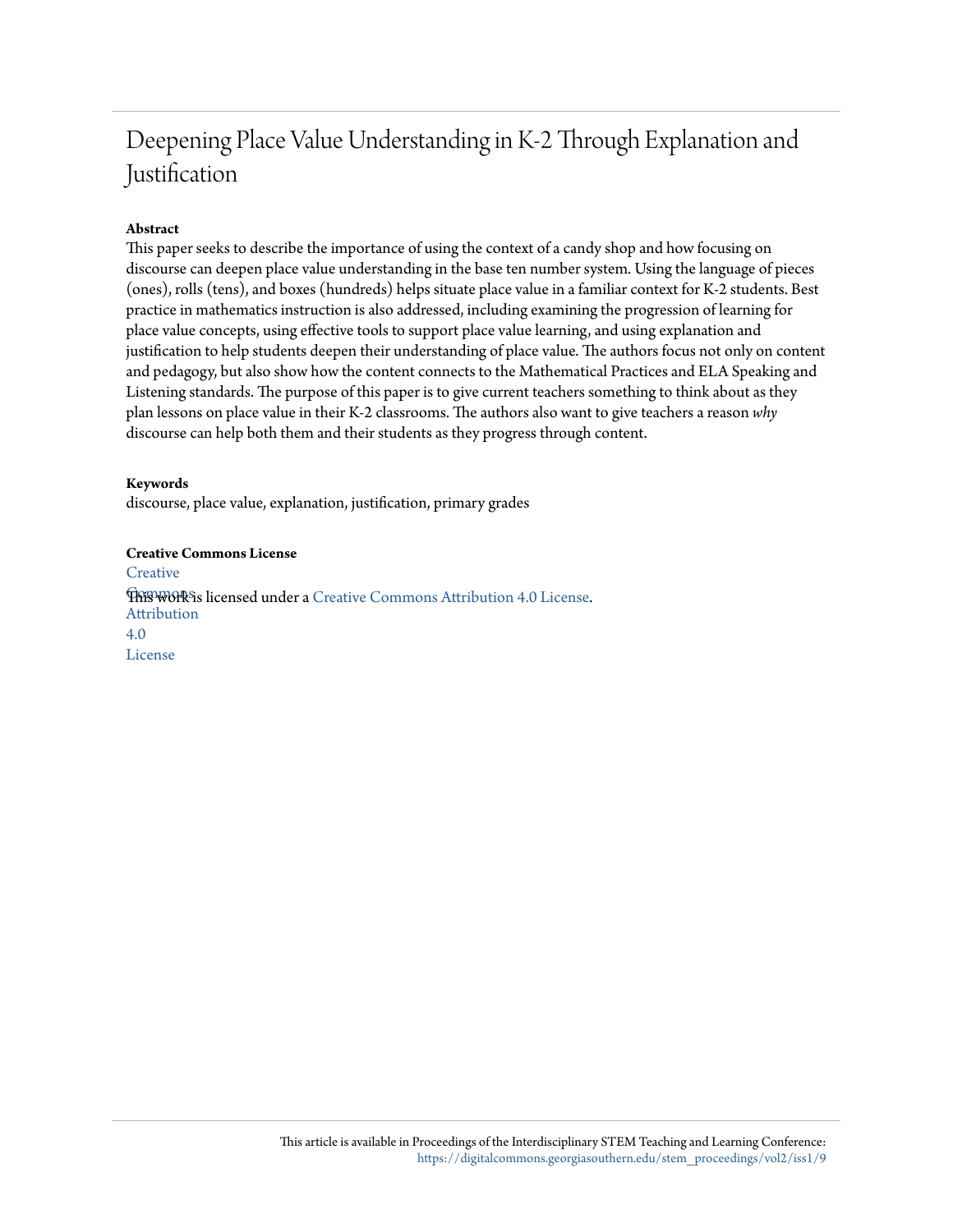# Deepening Place Value Understanding in K-2 Through Explanation and Justification

**Abstract**

This paper seeks to describe the importance of using the context of a candy shop and how focusing on discourse can deepen place value understanding in the base ten number system. Using the language of pieces (ones), rolls (tens), and boxes (hundreds) helps situate place value in a familiar context for K-2 students. Best practice in mathematics instruction is also addressed, including examining the progression of learning for place value concepts, using effective tools to support place value learning, and using explanation and justification to help students deepen their understanding of place value. The authors focus not only on content and pedagogy, but also show how the content connects to the Mathematical Practices and ELA Speaking and Listening standards. The purpose of this paper is to give current teachers something to think about as they plan lessons on place value in their K-2 classrooms. The authors also want to give teachers a reason *why* discourse can help both them and their students as they progress through content.

**Keywords**

discourse, place value, explanation, justification, primary grades

**Creative Commons License**

Creative Commons Attribution 4.0 License

This work is licensed under a Creative Commons Attribution 4.0 License.

This article is available in Proceedings of the Interdisciplinary STEM Teaching and Learning Conference: https://digitalcommons.georgiasouthern.edu/stem_proceedings/vol2/iss1/9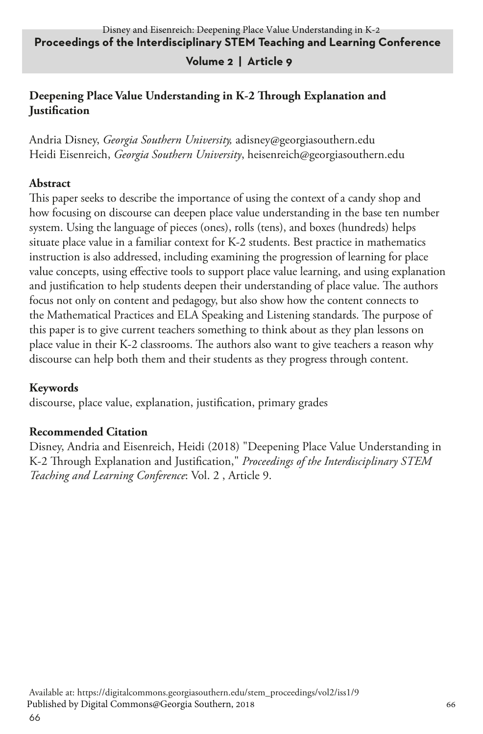## Deepening Place Value Understanding in K-2 Through Explanation and Justification

Andria Disney, *Georgia Southern University,* adisney@georgiasouthern.edu
Heidi Eisenreich, *Georgia Southern University*, heisenreich@georgiasouthern.edu

### Abstract

This paper seeks to describe the importance of using the context of a candy shop and how focusing on discourse can deepen place value understanding in the base ten number system. Using the language of pieces (ones), rolls (tens), and boxes (hundreds) helps situate place value in a familiar context for K-2 students. Best practice in mathematics instruction is also addressed, including examining the progression of learning for place value concepts, using effective tools to support place value learning, and using explanation and justification to help students deepen their understanding of place value. The authors focus not only on content and pedagogy, but also show how the content connects to the Mathematical Practices and ELA Speaking and Listening standards. The purpose of this paper is to give current teachers something to think about as they plan lessons on place value in their K-2 classrooms. The authors also want to give teachers a reason why discourse can help both them and their students as they progress through content.

### Keywords

discourse, place value, explanation, justification, primary grades

### Recommended Citation

Disney, Andria and Eisenreich, Heidi (2018) "Deepening Place Value Understanding in K-2 Through Explanation and Justification," *Proceedings of the Interdisciplinary STEM Teaching and Learning Conference*: Vol. 2 , Article 9.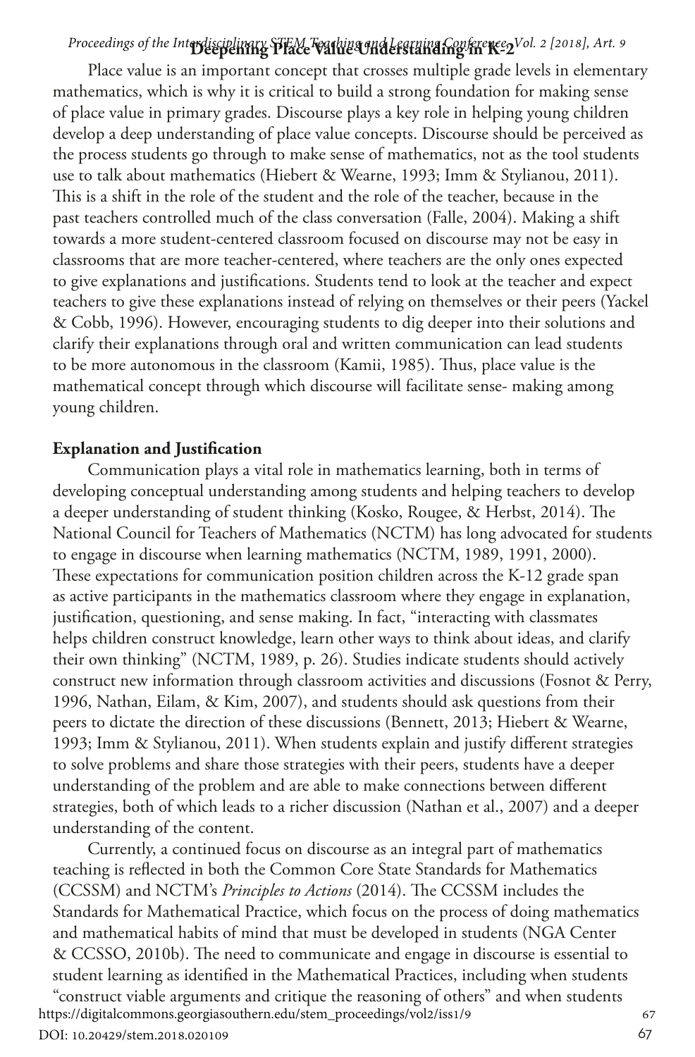Place value is an important concept that crosses multiple grade levels in elementary mathematics, which is why it is critical to build a strong foundation for making sense of place value in primary grades. Discourse plays a key role in helping young children develop a deep understanding of place value concepts. Discourse should be perceived as the process students go through to make sense of mathematics, not as the tool students use to talk about mathematics (Hiebert & Wearne, 1993; Imm & Stylianou, 2011). This is a shift in the role of the student and the role of the teacher, because in the past teachers controlled much of the class conversation (Falle, 2004). Making a shift towards a more student-centered classroom focused on discourse may not be easy in classrooms that are more teacher-centered, where teachers are the only ones expected to give explanations and justifications. Students tend to look at the teacher and expect teachers to give these explanations instead of relying on themselves or their peers (Yackel & Cobb, 1996). However, encouraging students to dig deeper into their solutions and clarify their explanations through oral and written communication can lead students to be more autonomous in the classroom (Kamii, 1985). Thus, place value is the mathematical concept through which discourse will facilitate sense- making among young children.

## Explanation and Justification

Communication plays a vital role in mathematics learning, both in terms of developing conceptual understanding among students and helping teachers to develop a deeper understanding of student thinking (Kosko, Rougee, & Herbst, 2014). The National Council for Teachers of Mathematics (NCTM) has long advocated for students to engage in discourse when learning mathematics (NCTM, 1989, 1991, 2000). These expectations for communication position children across the K-12 grade span as active participants in the mathematics classroom where they engage in explanation, justification, questioning, and sense making. In fact, "interacting with classmates helps children construct knowledge, learn other ways to think about ideas, and clarify their own thinking" (NCTM, 1989, p. 26). Studies indicate students should actively construct new information through classroom activities and discussions (Fosnot & Perry, 1996, Nathan, Eilam, & Kim, 2007), and students should ask questions from their peers to dictate the direction of these discussions (Bennett, 2013; Hiebert & Wearne, 1993; Imm & Stylianou, 2011). When students explain and justify different strategies to solve problems and share those strategies with their peers, students have a deeper understanding of the problem and are able to make connections between different strategies, both of which leads to a richer discussion (Nathan et al., 2007) and a deeper understanding of the content.

Currently, a continued focus on discourse as an integral part of mathematics teaching is reflected in both the Common Core State Standards for Mathematics (CCSSM) and NCTM's *Principles to Actions* (2014). The CCSSM includes the Standards for Mathematical Practice, which focus on the process of doing mathematics and mathematical habits of mind that must be developed in students (NGA Center & CCSSO, 2010b). The need to communicate and engage in discourse is essential to student learning as identified in the Mathematical Practices, including when students "construct viable arguments and critique the reasoning of others" and when students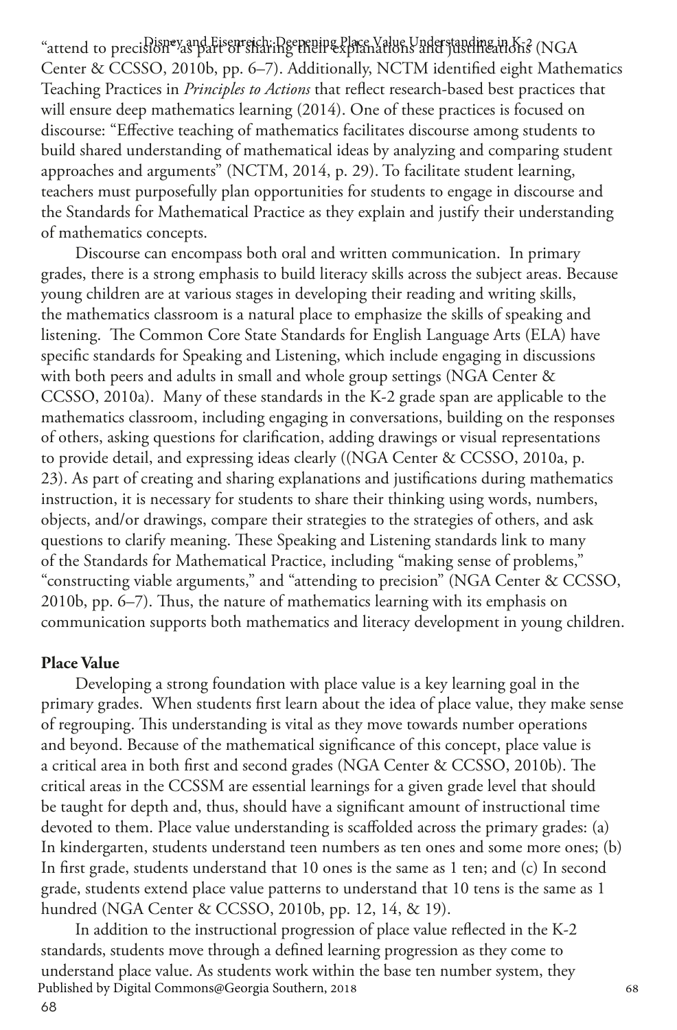"attend to precision" as part of sharing their explanations and justifications (NGA Center & CCSSO, 2010b, pp. 6–7). Additionally, NCTM identified eight Mathematics Teaching Practices in *Principles to Actions* that reflect research-based best practices that will ensure deep mathematics learning (2014). One of these practices is focused on discourse: "Effective teaching of mathematics facilitates discourse among students to build shared understanding of mathematical ideas by analyzing and comparing student approaches and arguments" (NCTM, 2014, p. 29). To facilitate student learning, teachers must purposefully plan opportunities for students to engage in discourse and the Standards for Mathematical Practice as they explain and justify their understanding of mathematics concepts.

Discourse can encompass both oral and written communication. In primary grades, there is a strong emphasis to build literacy skills across the subject areas. Because young children are at various stages in developing their reading and writing skills, the mathematics classroom is a natural place to emphasize the skills of speaking and listening. The Common Core State Standards for English Language Arts (ELA) have specific standards for Speaking and Listening, which include engaging in discussions with both peers and adults in small and whole group settings (NGA Center & CCSSO, 2010a). Many of these standards in the K-2 grade span are applicable to the mathematics classroom, including engaging in conversations, building on the responses of others, asking questions for clarification, adding drawings or visual representations to provide detail, and expressing ideas clearly ((NGA Center & CCSSO, 2010a, p. 23). As part of creating and sharing explanations and justifications during mathematics instruction, it is necessary for students to share their thinking using words, numbers, objects, and/or drawings, compare their strategies to the strategies of others, and ask questions to clarify meaning. These Speaking and Listening standards link to many of the Standards for Mathematical Practice, including "making sense of problems," "constructing viable arguments," and "attending to precision" (NGA Center & CCSSO, 2010b, pp. 6–7). Thus, the nature of mathematics learning with its emphasis on communication supports both mathematics and literacy development in young children.

**Place Value**

Developing a strong foundation with place value is a key learning goal in the primary grades. When students first learn about the idea of place value, they make sense of regrouping. This understanding is vital as they move towards number operations and beyond. Because of the mathematical significance of this concept, place value is a critical area in both first and second grades (NGA Center & CCSSO, 2010b). The critical areas in the CCSSM are essential learnings for a given grade level that should be taught for depth and, thus, should have a significant amount of instructional time devoted to them. Place value understanding is scaffolded across the primary grades: (a) In kindergarten, students understand teen numbers as ten ones and some more ones; (b) In first grade, students understand that 10 ones is the same as 1 ten; and (c) In second grade, students extend place value patterns to understand that 10 tens is the same as 1 hundred (NGA Center & CCSSO, 2010b, pp. 12, 14, & 19).

In addition to the instructional progression of place value reflected in the K-2 standards, students move through a defined learning progression as they come to understand place value. As students work within the base ten number system, they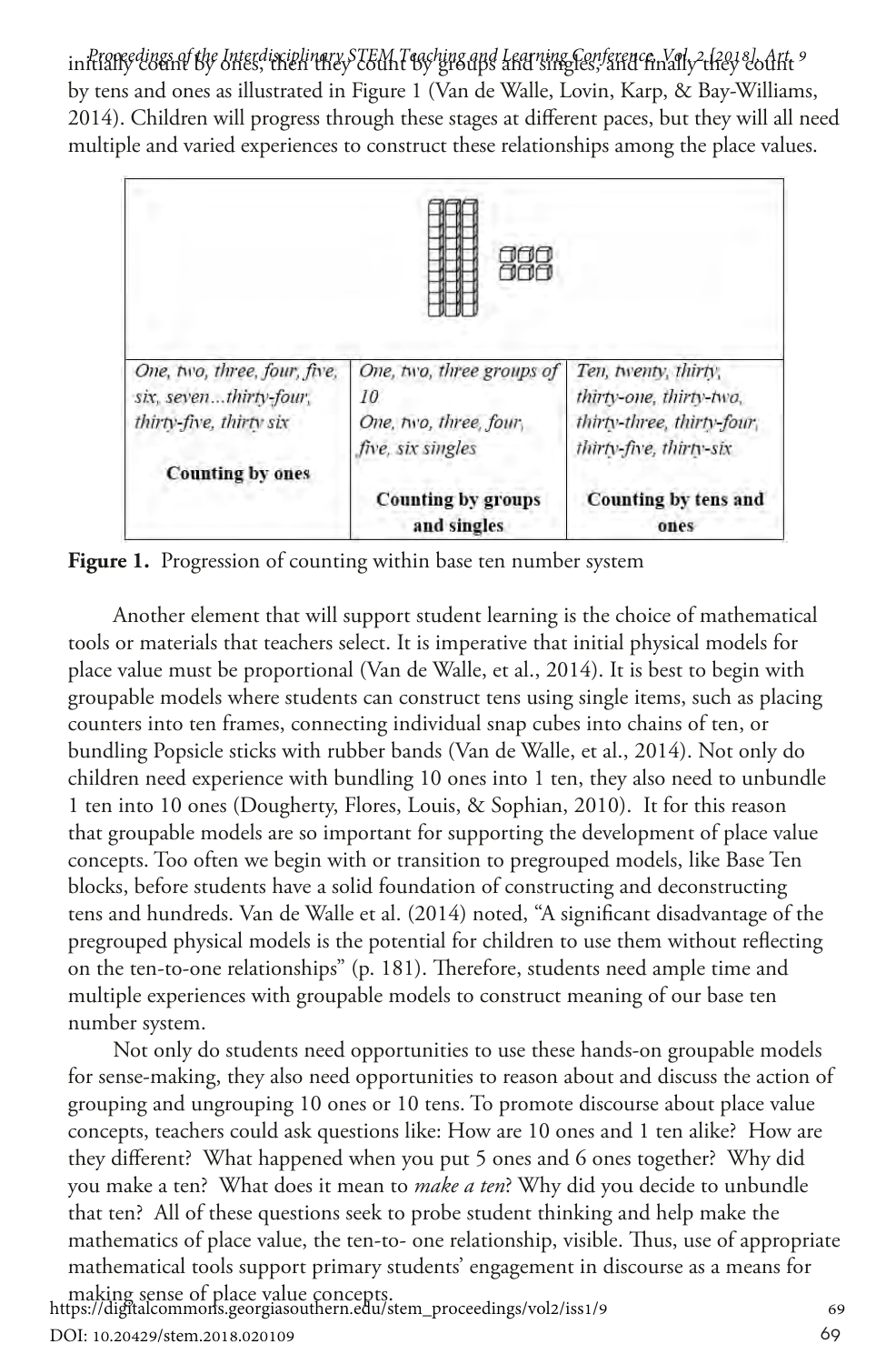initially count by ones, then they count by groups and singles, and finally they count by tens and ones as illustrated in Figure 1 (Van de Walle, Lovin, Karp, & Bay-Williams, 2014). Children will progress through these stages at different paces, but they will all need multiple and varied experiences to construct these relationships among the place values.

| One, two, three, four, five, six, seven...thirty-four, thirty-five, thirty six<br><br>**Counting by ones** | One, two, three groups of 10<br>One, two, three, four, five, six singles<br><br>**Counting by groups and singles** | Ten, twenty, thirty, thirty-one, thirty-two, thirty-three, thirty-four, thirty-five, thirty-six<br><br>**Counting by tens and ones** |
|---|---|---|

**Figure 1.** Progression of counting within base ten number system

Another element that will support student learning is the choice of mathematical tools or materials that teachers select. It is imperative that initial physical models for place value must be proportional (Van de Walle, et al., 2014). It is best to begin with groupable models where students can construct tens using single items, such as placing counters into ten frames, connecting individual snap cubes into chains of ten, or bundling Popsicle sticks with rubber bands (Van de Walle, et al., 2014). Not only do children need experience with bundling 10 ones into 1 ten, they also need to unbundle 1 ten into 10 ones (Dougherty, Flores, Louis, & Sophian, 2010). It for this reason that groupable models are so important for supporting the development of place value concepts. Too often we begin with or transition to pregrouped models, like Base Ten blocks, before students have a solid foundation of constructing and deconstructing tens and hundreds. Van de Walle et al. (2014) noted, "A significant disadvantage of the pregrouped physical models is the potential for children to use them without reflecting on the ten-to-one relationships" (p. 181). Therefore, students need ample time and multiple experiences with groupable models to construct meaning of our base ten number system.

Not only do students need opportunities to use these hands-on groupable models for sense-making, they also need opportunities to reason about and discuss the action of grouping and ungrouping 10 ones or 10 tens. To promote discourse about place value concepts, teachers could ask questions like: How are 10 ones and 1 ten alike? How are they different? What happened when you put 5 ones and 6 ones together? Why did you make a ten? What does it mean to *make a ten*? Why did you decide to unbundle that ten? All of these questions seek to probe student thinking and help make the mathematics of place value, the ten-to- one relationship, visible. Thus, use of appropriate mathematical tools support primary students' engagement in discourse as a means for making sense of place value concepts.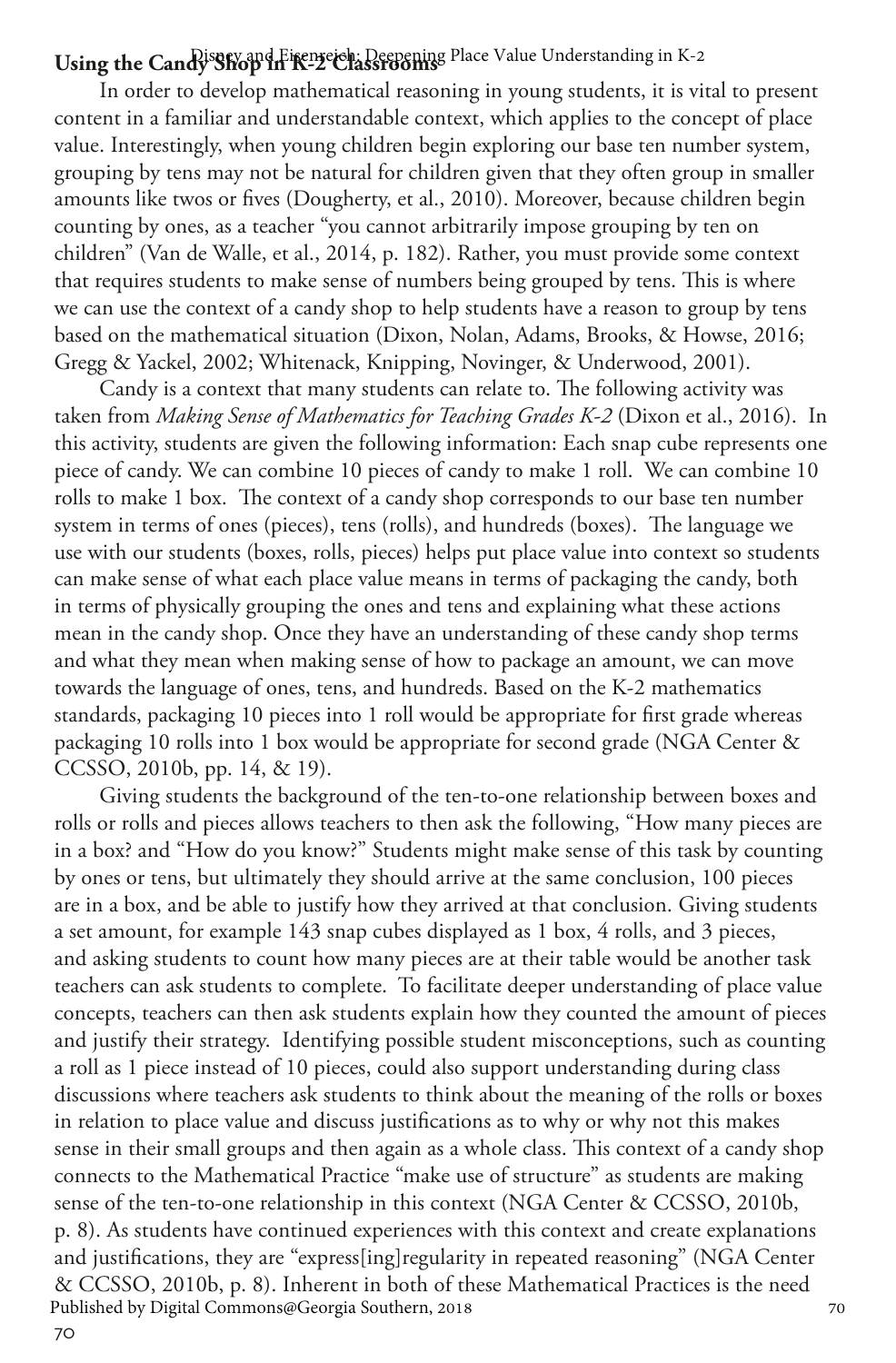## Using the Candy Shop in K-2 Classrooms

In order to develop mathematical reasoning in young students, it is vital to present content in a familiar and understandable context, which applies to the concept of place value. Interestingly, when young children begin exploring our base ten number system, grouping by tens may not be natural for children given that they often group in smaller amounts like twos or fives (Dougherty, et al., 2010). Moreover, because children begin counting by ones, as a teacher "you cannot arbitrarily impose grouping by ten on children" (Van de Walle, et al., 2014, p. 182). Rather, you must provide some context that requires students to make sense of numbers being grouped by tens. This is where we can use the context of a candy shop to help students have a reason to group by tens based on the mathematical situation (Dixon, Nolan, Adams, Brooks, & Howse, 2016; Gregg & Yackel, 2002; Whitenack, Knipping, Novinger, & Underwood, 2001).

Candy is a context that many students can relate to. The following activity was taken from *Making Sense of Mathematics for Teaching Grades K-2* (Dixon et al., 2016). In this activity, students are given the following information: Each snap cube represents one piece of candy. We can combine 10 pieces of candy to make 1 roll. We can combine 10 rolls to make 1 box. The context of a candy shop corresponds to our base ten number system in terms of ones (pieces), tens (rolls), and hundreds (boxes). The language we use with our students (boxes, rolls, pieces) helps put place value into context so students can make sense of what each place value means in terms of packaging the candy, both in terms of physically grouping the ones and tens and explaining what these actions mean in the candy shop. Once they have an understanding of these candy shop terms and what they mean when making sense of how to package an amount, we can move towards the language of ones, tens, and hundreds. Based on the K-2 mathematics standards, packaging 10 pieces into 1 roll would be appropriate for first grade whereas packaging 10 rolls into 1 box would be appropriate for second grade (NGA Center & CCSSO, 2010b, pp. 14, & 19).

Giving students the background of the ten-to-one relationship between boxes and rolls or rolls and pieces allows teachers to then ask the following, "How many pieces are in a box? and "How do you know?" Students might make sense of this task by counting by ones or tens, but ultimately they should arrive at the same conclusion, 100 pieces are in a box, and be able to justify how they arrived at that conclusion. Giving students a set amount, for example 143 snap cubes displayed as 1 box, 4 rolls, and 3 pieces, and asking students to count how many pieces are at their table would be another task teachers can ask students to complete. To facilitate deeper understanding of place value concepts, teachers can then ask students explain how they counted the amount of pieces and justify their strategy. Identifying possible student misconceptions, such as counting a roll as 1 piece instead of 10 pieces, could also support understanding during class discussions where teachers ask students to think about the meaning of the rolls or boxes in relation to place value and discuss justifications as to why or why not this makes sense in their small groups and then again as a whole class. This context of a candy shop connects to the Mathematical Practice "make use of structure" as students are making sense of the ten-to-one relationship in this context (NGA Center & CCSSO, 2010b, p. 8). As students have continued experiences with this context and create explanations and justifications, they are "express[ing]regularity in repeated reasoning" (NGA Center & CCSSO, 2010b, p. 8). Inherent in both of these Mathematical Practices is the need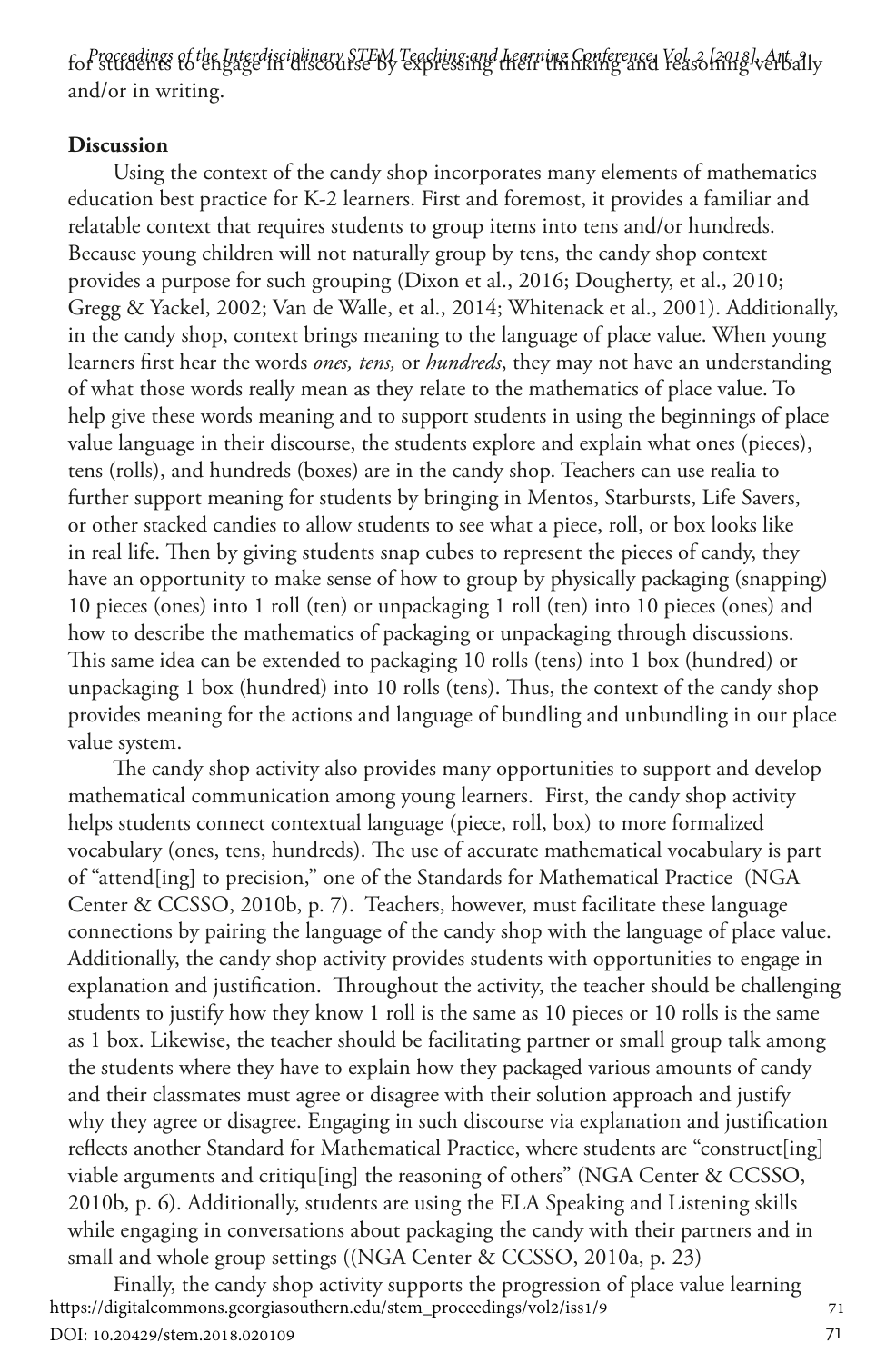for students to engage in discourse by expressing their thinking and reasoning verbally and/or in writing.

**Discussion**

Using the context of the candy shop incorporates many elements of mathematics education best practice for K-2 learners. First and foremost, it provides a familiar and relatable context that requires students to group items into tens and/or hundreds. Because young children will not naturally group by tens, the candy shop context provides a purpose for such grouping (Dixon et al., 2016; Dougherty, et al., 2010; Gregg & Yackel, 2002; Van de Walle, et al., 2014; Whitenack et al., 2001). Additionally, in the candy shop, context brings meaning to the language of place value. When young learners first hear the words *ones, tens,* or *hundreds*, they may not have an understanding of what those words really mean as they relate to the mathematics of place value. To help give these words meaning and to support students in using the beginnings of place value language in their discourse, the students explore and explain what ones (pieces), tens (rolls), and hundreds (boxes) are in the candy shop. Teachers can use realia to further support meaning for students by bringing in Mentos, Starbursts, Life Savers, or other stacked candies to allow students to see what a piece, roll, or box looks like in real life. Then by giving students snap cubes to represent the pieces of candy, they have an opportunity to make sense of how to group by physically packaging (snapping) 10 pieces (ones) into 1 roll (ten) or unpackaging 1 roll (ten) into 10 pieces (ones) and how to describe the mathematics of packaging or unpackaging through discussions. This same idea can be extended to packaging 10 rolls (tens) into 1 box (hundred) or unpackaging 1 box (hundred) into 10 rolls (tens). Thus, the context of the candy shop provides meaning for the actions and language of bundling and unbundling in our place value system.

The candy shop activity also provides many opportunities to support and develop mathematical communication among young learners. First, the candy shop activity helps students connect contextual language (piece, roll, box) to more formalized vocabulary (ones, tens, hundreds). The use of accurate mathematical vocabulary is part of "attend[ing] to precision," one of the Standards for Mathematical Practice (NGA Center & CCSSO, 2010b, p. 7). Teachers, however, must facilitate these language connections by pairing the language of the candy shop with the language of place value. Additionally, the candy shop activity provides students with opportunities to engage in explanation and justification. Throughout the activity, the teacher should be challenging students to justify how they know 1 roll is the same as 10 pieces or 10 rolls is the same as 1 box. Likewise, the teacher should be facilitating partner or small group talk among the students where they have to explain how they packaged various amounts of candy and their classmates must agree or disagree with their solution approach and justify why they agree or disagree. Engaging in such discourse via explanation and justification reflects another Standard for Mathematical Practice, where students are "construct[ing] viable arguments and critiqu[ing] the reasoning of others" (NGA Center & CCSSO, 2010b, p. 6). Additionally, students are using the ELA Speaking and Listening skills while engaging in conversations about packaging the candy with their partners and in small and whole group settings ((NGA Center & CCSSO, 2010a, p. 23)

Finally, the candy shop activity supports the progression of place value learning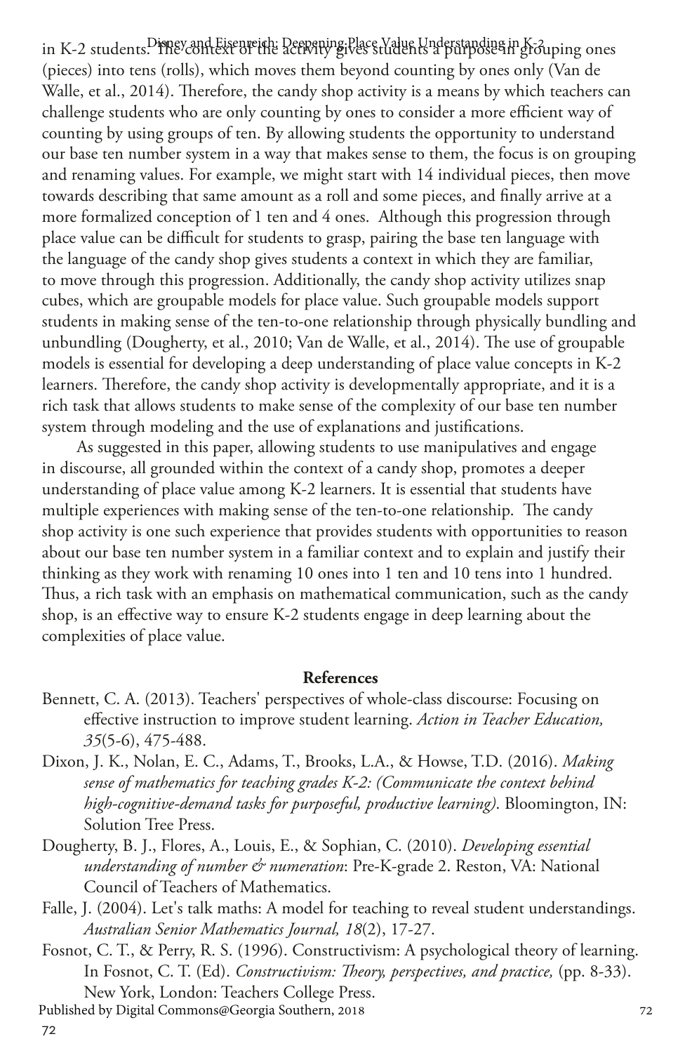in K-2 students. The context of the activity gives students a purpose in grouping ones (pieces) into tens (rolls), which moves them beyond counting by ones only (Van de Walle, et al., 2014). Therefore, the candy shop activity is a means by which teachers can challenge students who are only counting by ones to consider a more efficient way of counting by using groups of ten. By allowing students the opportunity to understand our base ten number system in a way that makes sense to them, the focus is on grouping and renaming values. For example, we might start with 14 individual pieces, then move towards describing that same amount as a roll and some pieces, and finally arrive at a more formalized conception of 1 ten and 4 ones. Although this progression through place value can be difficult for students to grasp, pairing the base ten language with the language of the candy shop gives students a context in which they are familiar, to move through this progression. Additionally, the candy shop activity utilizes snap cubes, which are groupable models for place value. Such groupable models support students in making sense of the ten-to-one relationship through physically bundling and unbundling (Dougherty, et al., 2010; Van de Walle, et al., 2014). The use of groupable models is essential for developing a deep understanding of place value concepts in K-2 learners. Therefore, the candy shop activity is developmentally appropriate, and it is a rich task that allows students to make sense of the complexity of our base ten number system through modeling and the use of explanations and justifications.

As suggested in this paper, allowing students to use manipulatives and engage in discourse, all grounded within the context of a candy shop, promotes a deeper understanding of place value among K-2 learners. It is essential that students have multiple experiences with making sense of the ten-to-one relationship. The candy shop activity is one such experience that provides students with opportunities to reason about our base ten number system in a familiar context and to explain and justify their thinking as they work with renaming 10 ones into 1 ten and 10 tens into 1 hundred. Thus, a rich task with an emphasis on mathematical communication, such as the candy shop, is an effective way to ensure K-2 students engage in deep learning about the complexities of place value.

## References

Bennett, C. A. (2013). Teachers' perspectives of whole-class discourse: Focusing on effective instruction to improve student learning. *Action in Teacher Education, 35*(5-6), 475-488.

Dixon, J. K., Nolan, E. C., Adams, T., Brooks, L.A., & Howse, T.D. (2016). *Making sense of mathematics for teaching grades K-2: (Communicate the context behind high-cognitive-demand tasks for purposeful, productive learning)*. Bloomington, IN: Solution Tree Press.

Dougherty, B. J., Flores, A., Louis, E., & Sophian, C. (2010). *Developing essential understanding of number & numeration*: Pre-K-grade 2. Reston, VA: National Council of Teachers of Mathematics.

Falle, J. (2004). Let's talk maths: A model for teaching to reveal student understandings. *Australian Senior Mathematics Journal, 18*(2), 17-27.

Fosnot, C. T., & Perry, R. S. (1996). Constructivism: A psychological theory of learning. In Fosnot, C. T. (Ed). *Constructivism: Theory, perspectives, and practice,* (pp. 8-33). New York, London: Teachers College Press.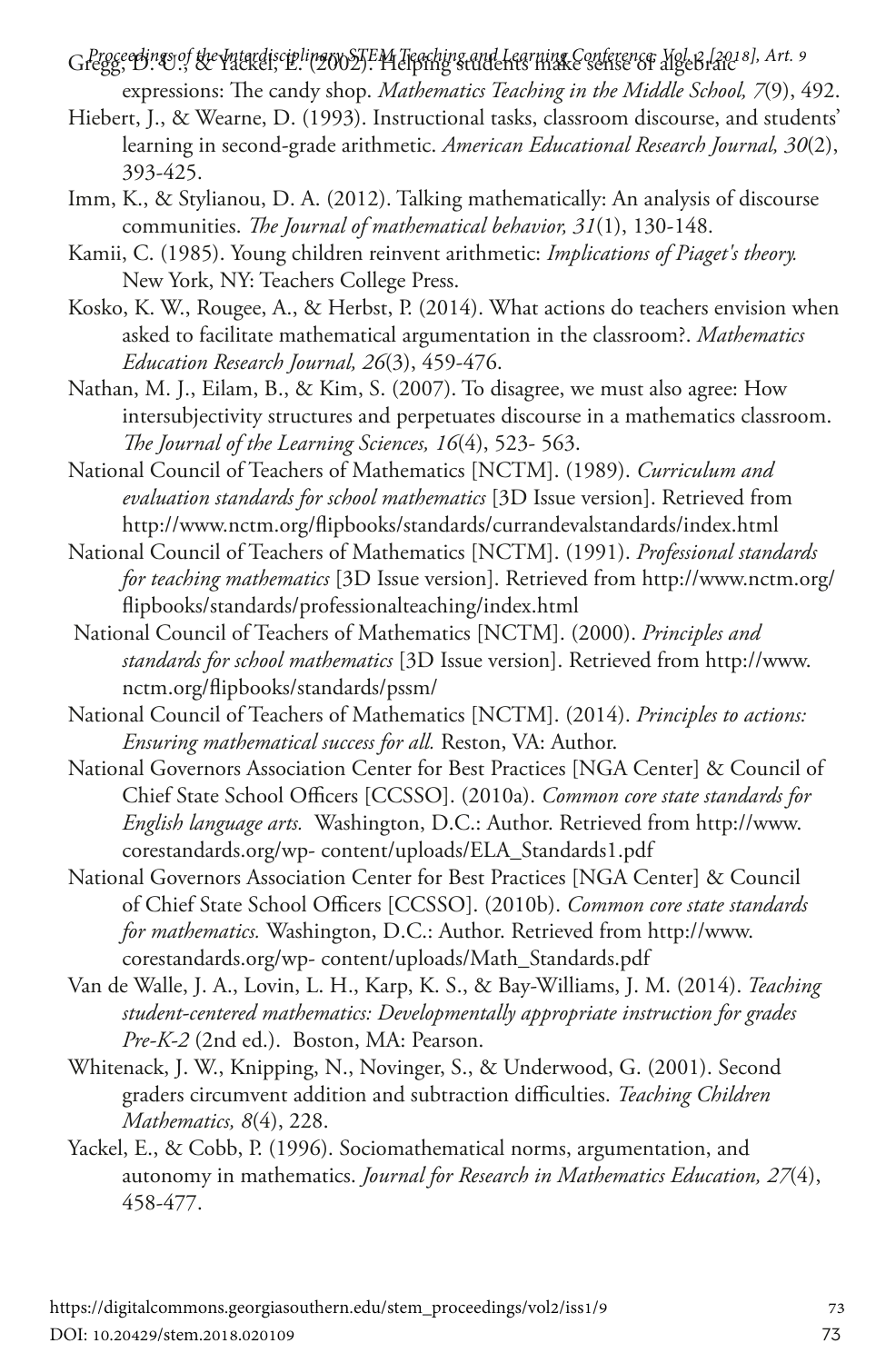Gregg, D. U., & Yackel, E. (2002). Helping students make sense of algebraic expressions: The candy shop. *Mathematics Teaching in the Middle School, 7*(9), 492.

Hiebert, J., & Wearne, D. (1993). Instructional tasks, classroom discourse, and students' learning in second-grade arithmetic. *American Educational Research Journal, 30*(2), 393-425.

Imm, K., & Stylianou, D. A. (2012). Talking mathematically: An analysis of discourse communities. *The Journal of mathematical behavior, 31*(1), 130-148.

Kamii, C. (1985). Young children reinvent arithmetic: *Implications of Piaget's theory.* New York, NY: Teachers College Press.

Kosko, K. W., Rougee, A., & Herbst, P. (2014). What actions do teachers envision when asked to facilitate mathematical argumentation in the classroom?. *Mathematics Education Research Journal, 26*(3), 459-476.

Nathan, M. J., Eilam, B., & Kim, S. (2007). To disagree, we must also agree: How intersubjectivity structures and perpetuates discourse in a mathematics classroom. *The Journal of the Learning Sciences, 16*(4), 523- 563.

National Council of Teachers of Mathematics [NCTM]. (1989). *Curriculum and evaluation standards for school mathematics* [3D Issue version]. Retrieved from http://www.nctm.org/flipbooks/standards/currandevalstandards/index.html

National Council of Teachers of Mathematics [NCTM]. (1991). *Professional standards for teaching mathematics* [3D Issue version]. Retrieved from http://www.nctm.org/flipbooks/standards/professionalteaching/index.html

National Council of Teachers of Mathematics [NCTM]. (2000). *Principles and standards for school mathematics* [3D Issue version]. Retrieved from http://www.nctm.org/flipbooks/standards/pssm/

National Council of Teachers of Mathematics [NCTM]. (2014). *Principles to actions: Ensuring mathematical success for all.* Reston, VA: Author.

National Governors Association Center for Best Practices [NGA Center] & Council of Chief State School Officers [CCSSO]. (2010a). *Common core state standards for English language arts.* Washington, D.C.: Author. Retrieved from http://www.corestandards.org/wp- content/uploads/ELA_Standards1.pdf

National Governors Association Center for Best Practices [NGA Center] & Council of Chief State School Officers [CCSSO]. (2010b). *Common core state standards for mathematics.* Washington, D.C.: Author. Retrieved from http://www.corestandards.org/wp- content/uploads/Math_Standards.pdf

Van de Walle, J. A., Lovin, L. H., Karp, K. S., & Bay-Williams, J. M. (2014). *Teaching student-centered mathematics: Developmentally appropriate instruction for grades Pre-K-2* (2nd ed.). Boston, MA: Pearson.

Whitenack, J. W., Knipping, N., Novinger, S., & Underwood, G. (2001). Second graders circumvent addition and subtraction difficulties. *Teaching Children Mathematics, 8*(4), 228.

Yackel, E., & Cobb, P. (1996). Sociomathematical norms, argumentation, and autonomy in mathematics. *Journal for Research in Mathematics Education, 27*(4), 458-477.